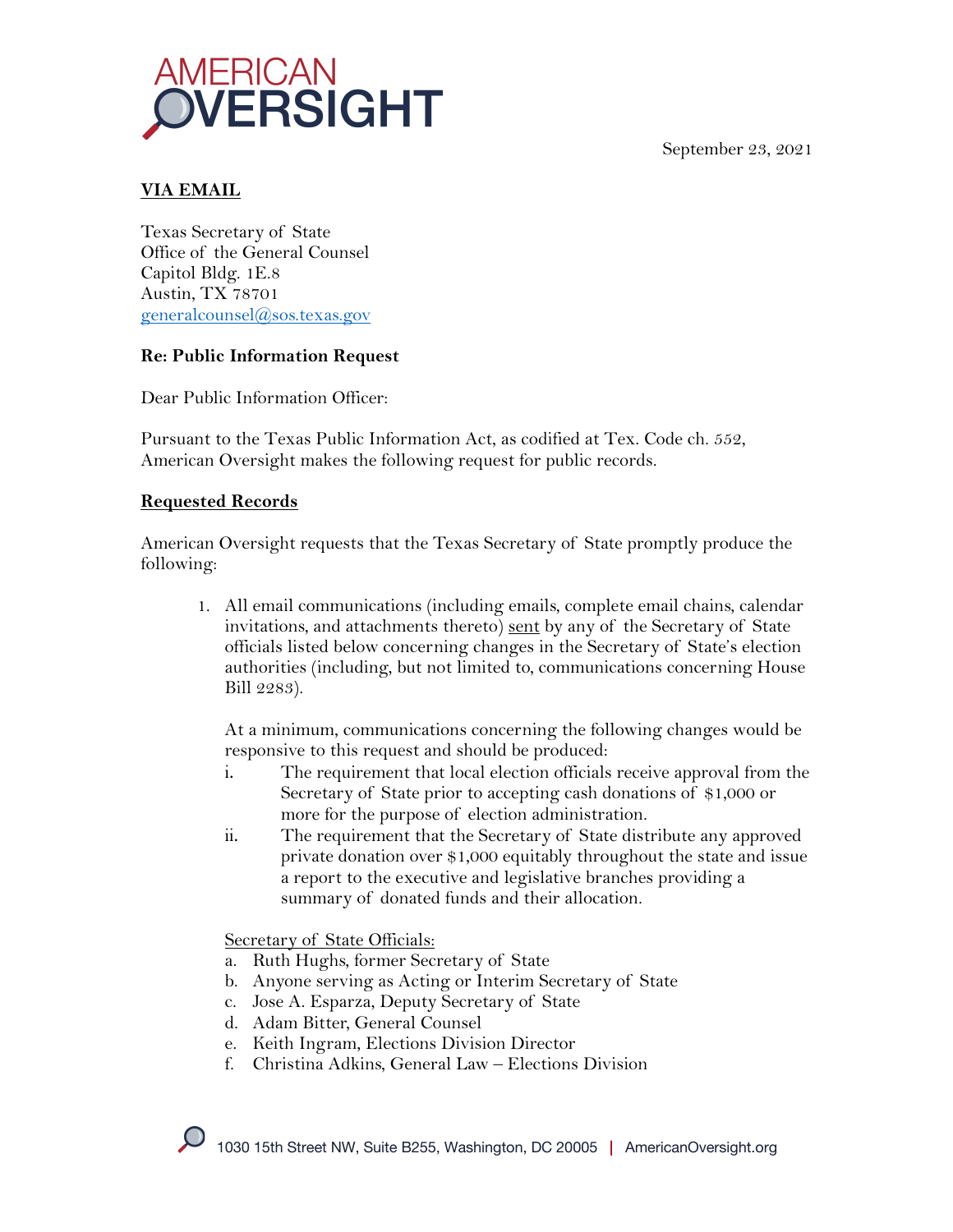AMERICAN OVERSIGHT

September 23, 2021

**VIA EMAIL**

Texas Secretary of State
Office of the General Counsel
Capitol Bldg. 1E.8
Austin, TX 78701
generalcounsel@sos.texas.gov

**Re: Public Information Request**

Dear Public Information Officer:

Pursuant to the Texas Public Information Act, as codified at Tex. Code ch. 552, American Oversight makes the following request for public records.

**Requested Records**

American Oversight requests that the Texas Secretary of State promptly produce the following:

1. All email communications (including emails, complete email chains, calendar invitations, and attachments thereto) sent by any of the Secretary of State officials listed below concerning changes in the Secretary of State's election authorities (including, but not limited to, communications concerning House Bill 2283).

   At a minimum, communications concerning the following changes would be responsive to this request and should be produced:

   i. The requirement that local election officials receive approval from the Secretary of State prior to accepting cash donations of $1,000 or more for the purpose of election administration.

   ii. The requirement that the Secretary of State distribute any approved private donation over $1,000 equitably throughout the state and issue a report to the executive and legislative branches providing a summary of donated funds and their allocation.

   Secretary of State Officials:

   a. Ruth Hughs, former Secretary of State
   b. Anyone serving as Acting or Interim Secretary of State
   c. Jose A. Esparza, Deputy Secretary of State
   d. Adam Bitter, General Counsel
   e. Keith Ingram, Elections Division Director
   f. Christina Adkins, General Law – Elections Division

1030 15th Street NW, Suite B255, Washington, DC 20005 | AmericanOversight.org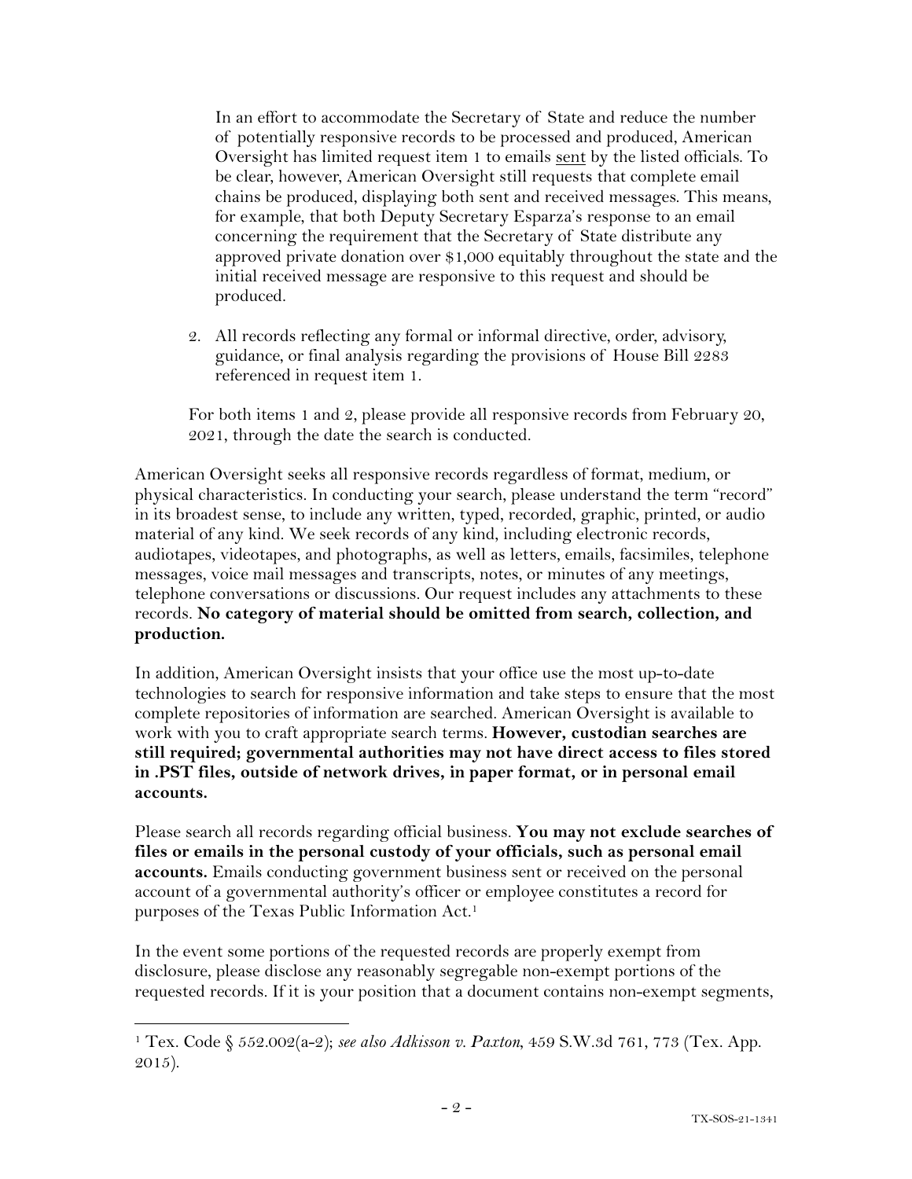In an effort to accommodate the Secretary of State and reduce the number of potentially responsive records to be processed and produced, American Oversight has limited request item 1 to emails <u>sent</u> by the listed officials. To be clear, however, American Oversight still requests that complete email chains be produced, displaying both sent and received messages. This means, for example, that both Deputy Secretary Esparza's response to an email concerning the requirement that the Secretary of State distribute any approved private donation over $1,000 equitably throughout the state and the initial received message are responsive to this request and should be produced.

2. All records reflecting any formal or informal directive, order, advisory, guidance, or final analysis regarding the provisions of House Bill 2283 referenced in request item 1.

For both items 1 and 2, please provide all responsive records from February 20, 2021, through the date the search is conducted.

American Oversight seeks all responsive records regardless of format, medium, or physical characteristics. In conducting your search, please understand the term "record" in its broadest sense, to include any written, typed, recorded, graphic, printed, or audio material of any kind. We seek records of any kind, including electronic records, audiotapes, videotapes, and photographs, as well as letters, emails, facsimiles, telephone messages, voice mail messages and transcripts, notes, or minutes of any meetings, telephone conversations or discussions. Our request includes any attachments to these records. **No category of material should be omitted from search, collection, and production.**

In addition, American Oversight insists that your office use the most up-to-date technologies to search for responsive information and take steps to ensure that the most complete repositories of information are searched. American Oversight is available to work with you to craft appropriate search terms. **However, custodian searches are still required; governmental authorities may not have direct access to files stored in .PST files, outside of network drives, in paper format, or in personal email accounts.**

Please search all records regarding official business. **You may not exclude searches of files or emails in the personal custody of your officials, such as personal email accounts.** Emails conducting government business sent or received on the personal account of a governmental authority's officer or employee constitutes a record for purposes of the Texas Public Information Act.[1]

In the event some portions of the requested records are properly exempt from disclosure, please disclose any reasonably segregable non-exempt portions of the requested records. If it is your position that a document contains non-exempt segments,

[1] Tex. Code § 552.002(a-2); *see also Adkisson v. Paxton*, 459 S.W.3d 761, 773 (Tex. App. 2015).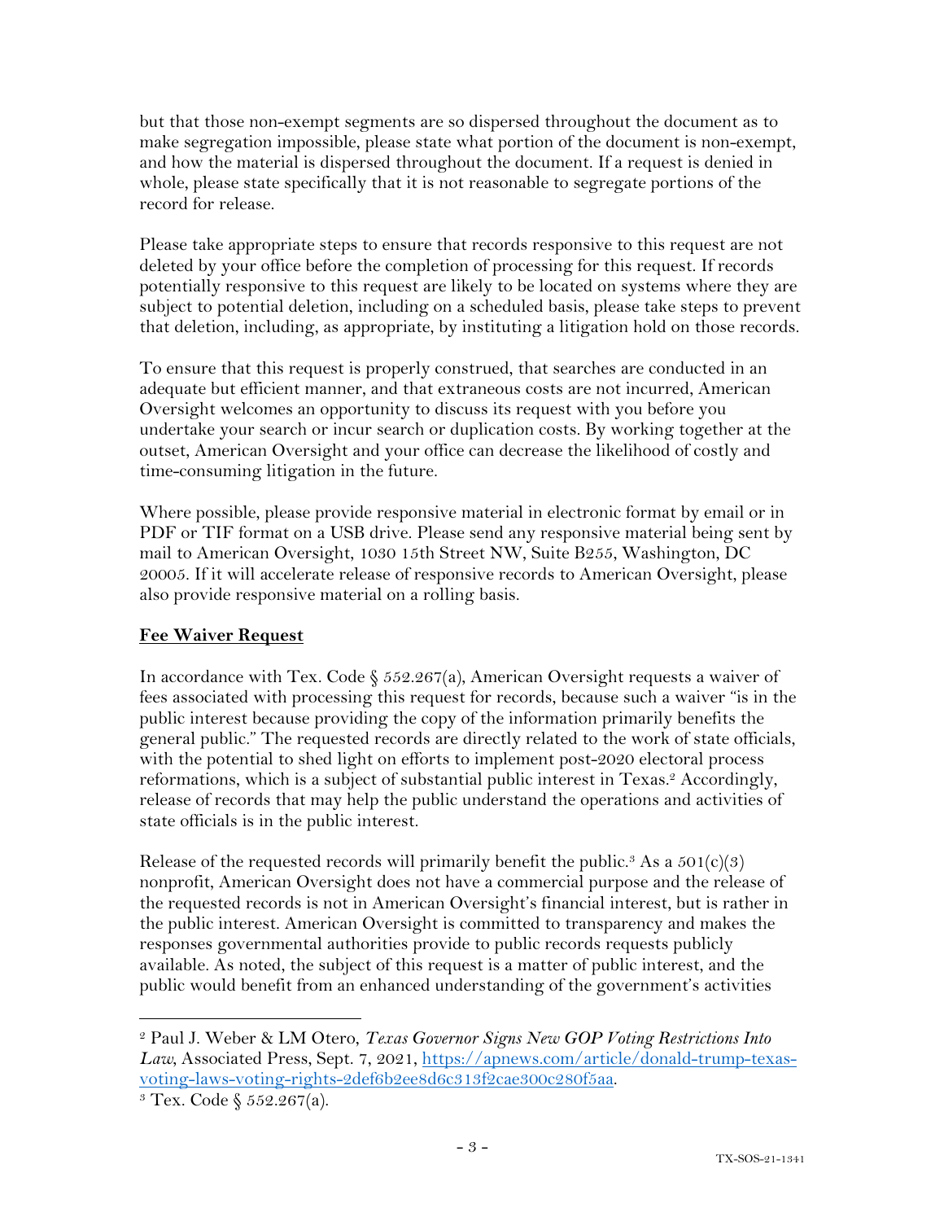but that those non-exempt segments are so dispersed throughout the document as to make segregation impossible, please state what portion of the document is non-exempt, and how the material is dispersed throughout the document. If a request is denied in whole, please state specifically that it is not reasonable to segregate portions of the record for release.

Please take appropriate steps to ensure that records responsive to this request are not deleted by your office before the completion of processing for this request. If records potentially responsive to this request are likely to be located on systems where they are subject to potential deletion, including on a scheduled basis, please take steps to prevent that deletion, including, as appropriate, by instituting a litigation hold on those records.

To ensure that this request is properly construed, that searches are conducted in an adequate but efficient manner, and that extraneous costs are not incurred, American Oversight welcomes an opportunity to discuss its request with you before you undertake your search or incur search or duplication costs. By working together at the outset, American Oversight and your office can decrease the likelihood of costly and time-consuming litigation in the future.

Where possible, please provide responsive material in electronic format by email or in PDF or TIF format on a USB drive. Please send any responsive material being sent by mail to American Oversight, 1030 15th Street NW, Suite B255, Washington, DC 20005. If it will accelerate release of responsive records to American Oversight, please also provide responsive material on a rolling basis.

## **Fee Waiver Request**

In accordance with Tex. Code § 552.267(a), American Oversight requests a waiver of fees associated with processing this request for records, because such a waiver "is in the public interest because providing the copy of the information primarily benefits the general public." The requested records are directly related to the work of state officials, with the potential to shed light on efforts to implement post-2020 electoral process reformations, which is a subject of substantial public interest in Texas.[2] Accordingly, release of records that may help the public understand the operations and activities of state officials is in the public interest.

Release of the requested records will primarily benefit the public.[3] As a 501(c)(3) nonprofit, American Oversight does not have a commercial purpose and the release of the requested records is not in American Oversight's financial interest, but is rather in the public interest. American Oversight is committed to transparency and makes the responses governmental authorities provide to public records requests publicly available. As noted, the subject of this request is a matter of public interest, and the public would benefit from an enhanced understanding of the government's activities

---

[2] Paul J. Weber & LM Otero, *Texas Governor Signs New GOP Voting Restrictions Into Law*, Associated Press, Sept. 7, 2021, https://apnews.com/article/donald-trump-texas-voting-laws-voting-rights-2def6b2ee8d6c313f2cae300c280f5aa.

[3] Tex. Code § 552.267(a).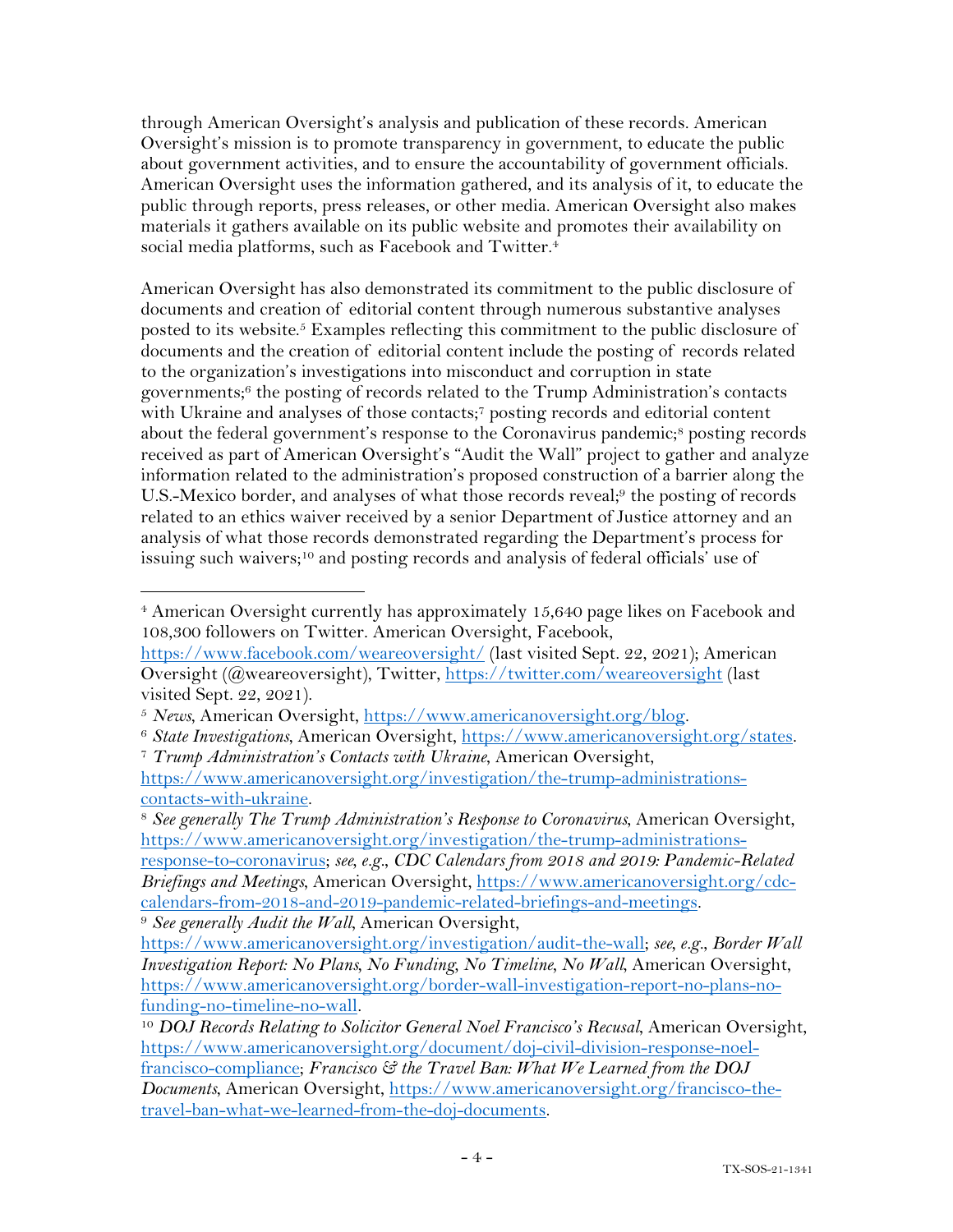through American Oversight's analysis and publication of these records. American Oversight's mission is to promote transparency in government, to educate the public about government activities, and to ensure the accountability of government officials. American Oversight uses the information gathered, and its analysis of it, to educate the public through reports, press releases, or other media. American Oversight also makes materials it gathers available on its public website and promotes their availability on social media platforms, such as Facebook and Twitter.[4]

American Oversight has also demonstrated its commitment to the public disclosure of documents and creation of editorial content through numerous substantive analyses posted to its website.[5] Examples reflecting this commitment to the public disclosure of documents and the creation of editorial content include the posting of records related to the organization's investigations into misconduct and corruption in state governments;[6] the posting of records related to the Trump Administration's contacts with Ukraine and analyses of those contacts;[7] posting records and editorial content about the federal government's response to the Coronavirus pandemic;[8] posting records received as part of American Oversight's "Audit the Wall" project to gather and analyze information related to the administration's proposed construction of a barrier along the U.S.-Mexico border, and analyses of what those records reveal;[9] the posting of records related to an ethics waiver received by a senior Department of Justice attorney and an analysis of what those records demonstrated regarding the Department's process for issuing such waivers;[10] and posting records and analysis of federal officials' use of

---

[4] American Oversight currently has approximately 15,640 page likes on Facebook and 108,300 followers on Twitter. American Oversight, Facebook, https://www.facebook.com/weareoversight/ (last visited Sept. 22, 2021); American Oversight (@weareoversight), Twitter, https://twitter.com/weareoversight (last visited Sept. 22, 2021).

[5] *News*, American Oversight, https://www.americanoversight.org/blog.

[6] *State Investigations*, American Oversight, https://www.americanoversight.org/states.

[7] *Trump Administration's Contacts with Ukraine*, American Oversight, https://www.americanoversight.org/investigation/the-trump-administrations-contacts-with-ukraine.

[8] *See generally The Trump Administration's Response to Coronavirus*, American Oversight, https://www.americanoversight.org/investigation/the-trump-administrations-response-to-coronavirus; *see, e.g.*, *CDC Calendars from 2018 and 2019: Pandemic-Related Briefings and Meetings*, American Oversight, https://www.americanoversight.org/cdc-calendars-from-2018-and-2019-pandemic-related-briefings-and-meetings.

[9] *See generally Audit the Wall*, American Oversight, https://www.americanoversight.org/investigation/audit-the-wall; *see, e.g.*, *Border Wall Investigation Report: No Plans, No Funding, No Timeline, No Wall*, American Oversight, https://www.americanoversight.org/border-wall-investigation-report-no-plans-no-funding-no-timeline-no-wall.

[10] *DOJ Records Relating to Solicitor General Noel Francisco's Recusal*, American Oversight, https://www.americanoversight.org/document/doj-civil-division-response-noel-francisco-compliance; *Francisco & the Travel Ban: What We Learned from the DOJ Documents*, American Oversight, https://www.americanoversight.org/francisco-the-travel-ban-what-we-learned-from-the-doj-documents.

TX-SOS-21-1341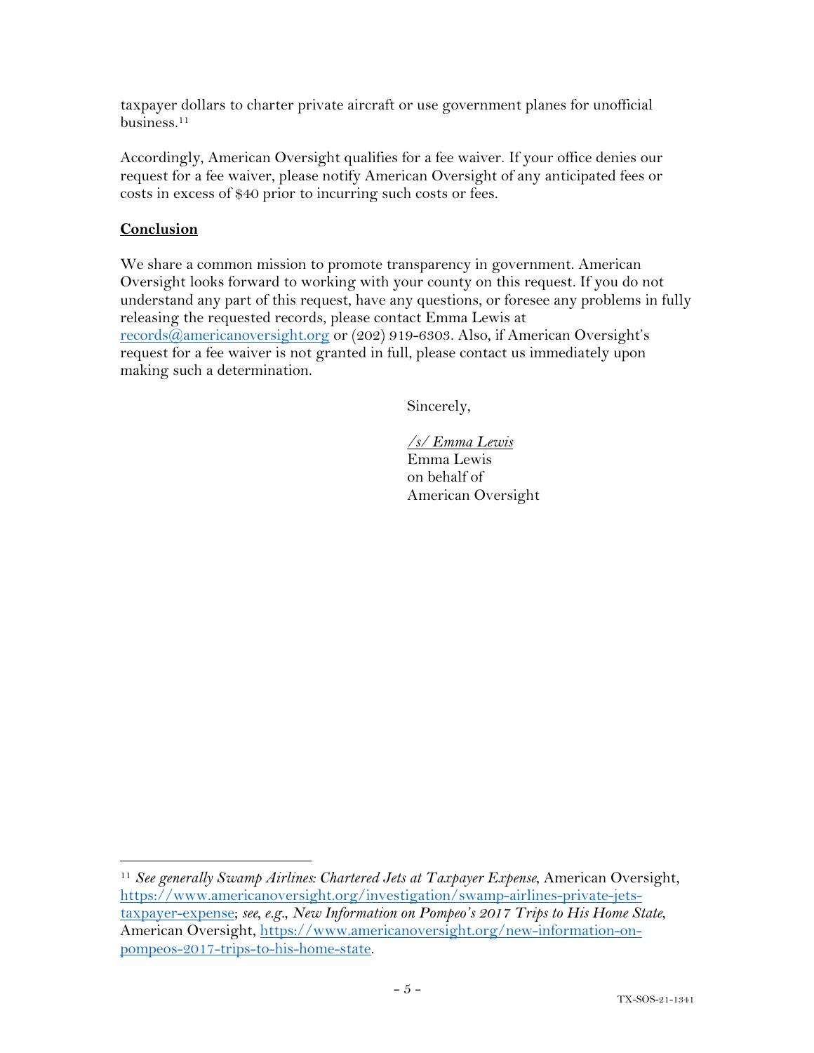taxpayer dollars to charter private aircraft or use government planes for unofficial business.[11]

Accordingly, American Oversight qualifies for a fee waiver. If your office denies our request for a fee waiver, please notify American Oversight of any anticipated fees or costs in excess of $40 prior to incurring such costs or fees.

**Conclusion**

We share a common mission to promote transparency in government. American Oversight looks forward to working with your county on this request. If you do not understand any part of this request, have any questions, or foresee any problems in fully releasing the requested records, please contact Emma Lewis at records@americanoversight.org or (202) 919-6303. Also, if American Oversight's request for a fee waiver is not granted in full, please contact us immediately upon making such a determination.

Sincerely,

*/s/ Emma Lewis*
Emma Lewis
on behalf of
American Oversight

---

[11] *See generally Swamp Airlines: Chartered Jets at Taxpayer Expense*, American Oversight, https://www.americanoversight.org/investigation/swamp-airlines-private-jets-taxpayer-expense; *see, e.g.*, *New Information on Pompeo's 2017 Trips to His Home State*, American Oversight, https://www.americanoversight.org/new-information-on-pompeos-2017-trips-to-his-home-state.

TX-SOS-21-1341